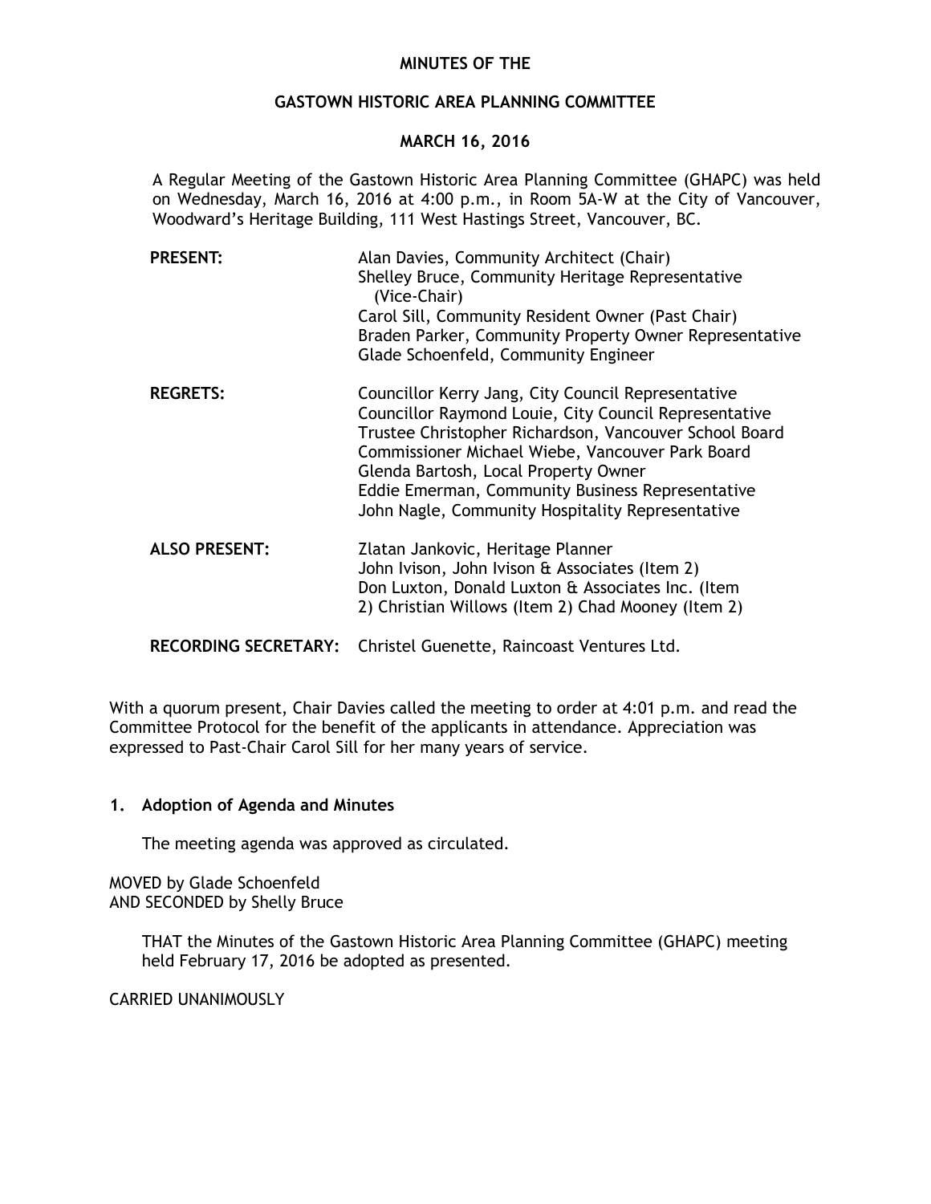# MINUTES OF THE

## GASTOWN HISTORIC AREA PLANNING COMMITTEE

## MARCH 16, 2016

A Regular Meeting of the Gastown Historic Area Planning Committee (GHAPC) was held on Wednesday, March 16, 2016 at 4:00 p.m., in Room 5A-W at the City of Vancouver, Woodward's Heritage Building, 111 West Hastings Street, Vancouver, BC.

**PRESENT:**
Alan Davies, Community Architect (Chair)
Shelley Bruce, Community Heritage Representative (Vice-Chair)
Carol Sill, Community Resident Owner (Past Chair)
Braden Parker, Community Property Owner Representative
Glade Schoenfeld, Community Engineer

**REGRETS:**
Councillor Kerry Jang, City Council Representative
Councillor Raymond Louie, City Council Representative
Trustee Christopher Richardson, Vancouver School Board
Commissioner Michael Wiebe, Vancouver Park Board
Glenda Bartosh, Local Property Owner
Eddie Emerman, Community Business Representative
John Nagle, Community Hospitality Representative

**ALSO PRESENT:**
Zlatan Jankovic, Heritage Planner
John Ivison, John Ivison & Associates (Item 2)
Don Luxton, Donald Luxton & Associates Inc. (Item 2)
Christian Willows (Item 2)
Chad Mooney (Item 2)

**RECORDING SECRETARY:** Christel Guenette, Raincoast Ventures Ltd.

With a quorum present, Chair Davies called the meeting to order at 4:01 p.m. and read the Committee Protocol for the benefit of the applicants in attendance. Appreciation was expressed to Past-Chair Carol Sill for her many years of service.

### 1. Adoption of Agenda and Minutes

The meeting agenda was approved as circulated.

MOVED by Glade Schoenfeld
AND SECONDED by Shelly Bruce

THAT the Minutes of the Gastown Historic Area Planning Committee (GHAPC) meeting held February 17, 2016 be adopted as presented.

CARRIED UNANIMOUSLY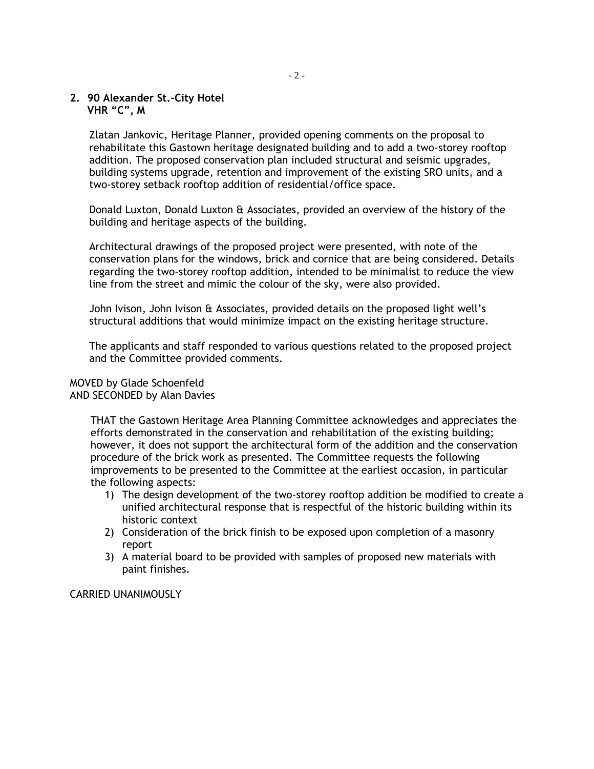**2. 90 Alexander St.-City Hotel**
**VHR "C", M**

Zlatan Jankovic, Heritage Planner, provided opening comments on the proposal to rehabilitate this Gastown heritage designated building and to add a two-storey rooftop addition. The proposed conservation plan included structural and seismic upgrades, building systems upgrade, retention and improvement of the existing SRO units, and a two-storey setback rooftop addition of residential/office space.

Donald Luxton, Donald Luxton & Associates, provided an overview of the history of the building and heritage aspects of the building.

Architectural drawings of the proposed project were presented, with note of the conservation plans for the windows, brick and cornice that are being considered. Details regarding the two-storey rooftop addition, intended to be minimalist to reduce the view line from the street and mimic the colour of the sky, were also provided.

John Ivison, John Ivison & Associates, provided details on the proposed light well's structural additions that would minimize impact on the existing heritage structure.

The applicants and staff responded to various questions related to the proposed project and the Committee provided comments.

MOVED by Glade Schoenfeld
AND SECONDED by Alan Davies

THAT the Gastown Heritage Area Planning Committee acknowledges and appreciates the efforts demonstrated in the conservation and rehabilitation of the existing building; however, it does not support the architectural form of the addition and the conservation procedure of the brick work as presented. The Committee requests the following improvements to be presented to the Committee at the earliest occasion, in particular the following aspects:

1) The design development of the two-storey rooftop addition be modified to create a unified architectural response that is respectful of the historic building within its historic context
2) Consideration of the brick finish to be exposed upon completion of a masonry report
3) A material board to be provided with samples of proposed new materials with paint finishes.

CARRIED UNANIMOUSLY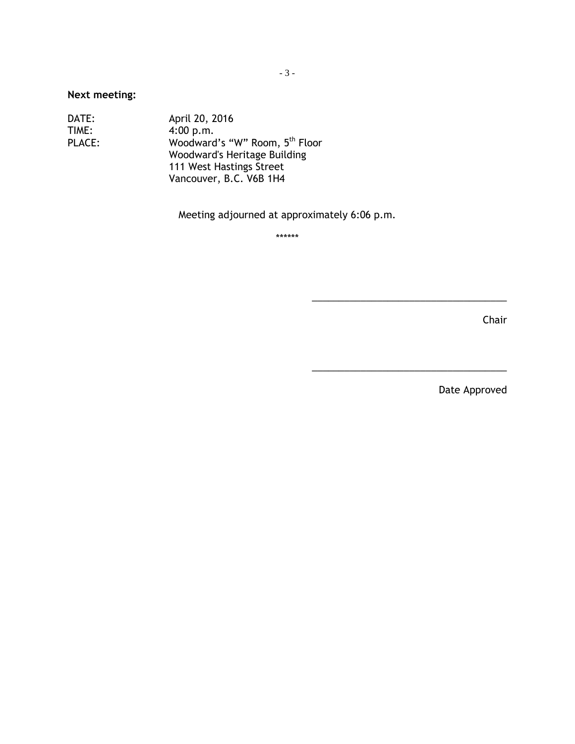**Next meeting:**

| | |
|---|---|
| DATE: | April 20, 2016 |
| TIME: | 4:00 p.m. |
| PLACE: | Woodward's "W" Room, 5th Floor<br>Woodward's Heritage Building<br>111 West Hastings Street<br>Vancouver, B.C. V6B 1H4 |

Meeting adjourned at approximately 6:06 p.m.

******

\_\_\_\_\_\_\_\_\_\_\_\_\_\_\_\_\_\_\_\_\_\_\_\_\_\_\_\_\_\_\_\_\_\_\_\_

Chair

\_\_\_\_\_\_\_\_\_\_\_\_\_\_\_\_\_\_\_\_\_\_\_\_\_\_\_\_\_\_\_\_\_\_\_\_

Date Approved